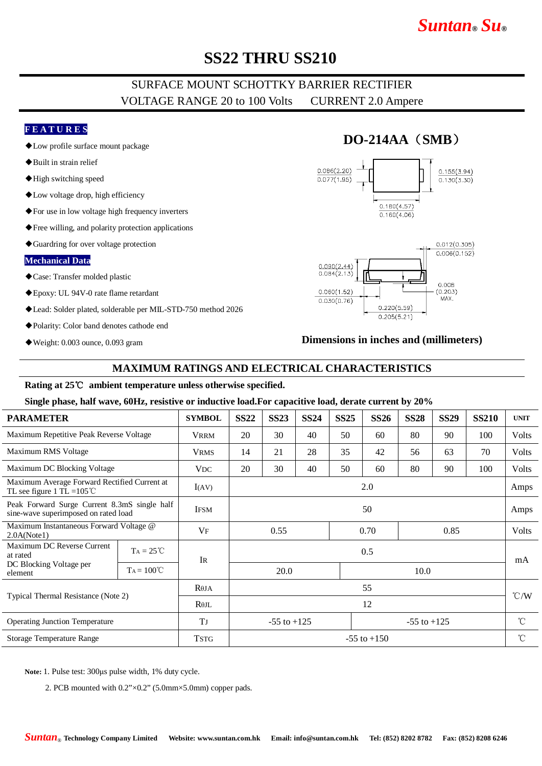# SS22 THRU SS210

## SURFACE MOUNT SCHOTTKY BARRIER RECTIFIER

VOLTAGE RANGE 20 to 100 Volts    CURRENT 2.0 Ampere

### FEATURES

- ◆Low profile surface mount package
- ◆Built in strain relief
- ◆High switching speed
- ◆Low voltage drop, high efficiency
- ◆For use in low voltage high frequency inverters
- ◆Free willing, and polarity protection applications
- ◆Guardring for over voltage protection

### Mechanical Data

- ◆Case: Transfer molded plastic
- ◆Epoxy: UL 94V-0 rate flame retardant
- ◆Lead: Solder plated, solderable per MIL-STD-750 method 2026
- ◆Polarity: Color band denotes cathode end
- ◆Weight: 0.003 ounce, 0.093 gram

### DO-214AA（SMB）

0.086(2.20) 0.077(1.95)
0.155(3.94) 0.130(3.30)
0.180(4.57) 0.160(4.06)
0.012(0.305) 0.006(0.152)
0.090(2.44) 0.084(2.13)
0.008 (0.203) MAX.
0.060(1.52) 0.030(0.76)
0.220(5.59) 0.205(5.21)

**Dimensions in inches and (millimeters)**

## MAXIMUM RATINGS AND ELECTRICAL CHARACTERISTICS

**Rating at 25℃ ambient temperature unless otherwise specified.**

**Single phase, half wave, 60Hz, resistive or inductive load.For capacitive load, derate current by 20%**

| PARAMETER | | SYMBOL | SS22 | SS23 | SS24 | SS25 | SS26 | SS28 | SS29 | SS210 | UNIT |
|---|---|---|---|---|---|---|---|---|---|---|---|
| Maximum Repetitive Peak Reverse Voltage | | $V_{RRM}$ | 20 | 30 | 40 | 50 | 60 | 80 | 90 | 100 | Volts |
| Maximum RMS Voltage | | $V_{RMS}$ | 14 | 21 | 28 | 35 | 42 | 56 | 63 | 70 | Volts |
| Maximum DC Blocking Voltage | | $V_{DC}$ | 20 | 30 | 40 | 50 | 60 | 80 | 90 | 100 | Volts |
| Maximum Average Forward Rectified Current at TL see figure 1 TL =105℃ | | $I_{(AV)}$ | 2.0 | | | | | | | | Amps |
| Peak Forward Surge Current 8.3mS single half sine-wave superimposed on rated load | | $I_{FSM}$ | 50 | | | | | | | | Amps |
| Maximum Instantaneous Forward Voltage @ 2.0A(Note1) | | $V_F$ | 0.55 | | | 0.70 | | 0.85 | | | Volts |
| Maximum DC Reverse Current at rated DC Blocking Voltage per element | $T_A$ = 25℃ | $I_R$ | 0.5 | | | | | | | | mA |
| | $T_A$ = 100℃ | | 20.0 | | | 10.0 | | | | | mA |
| Typical Thermal Resistance (Note 2) | | $R_{\theta JA}$ | 55 | | | | | | | | ℃/W |
| | | $R_{\theta JL}$ | 12 | | | | | | | | ℃/W |
| Operating Junction Temperature | | $T_J$ | -55 to +125 | | | -55 to +125 | | | | | ℃ |
| Storage Temperature Range | | $T_{STG}$ | -55 to +150 | | | | | | | | ℃ |

**Note:** 1. Pulse test: 300μs pulse width, 1% duty cycle.

2. PCB mounted with 0.2”×0.2” (5.0mm×5.0mm) copper pads.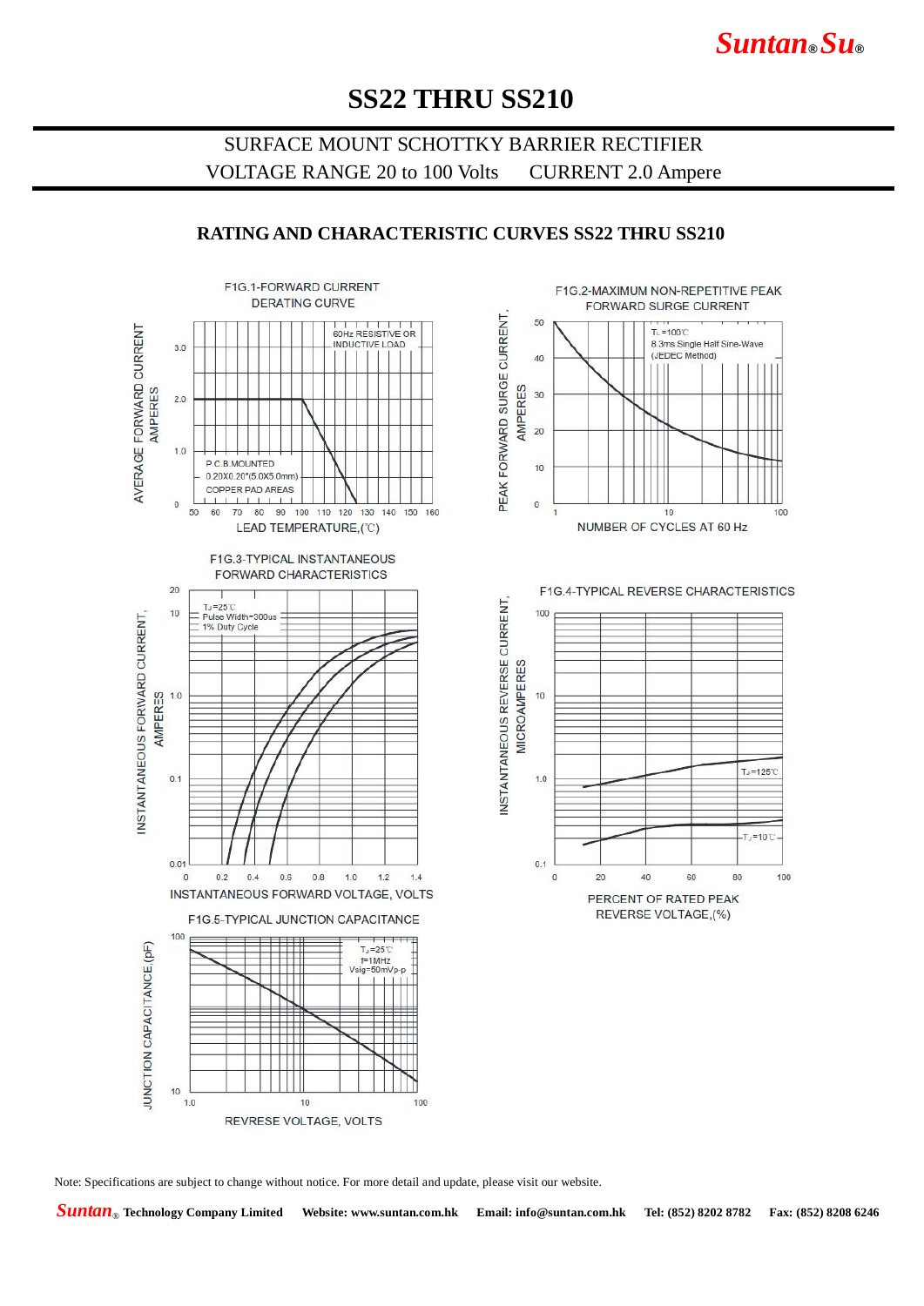Suntan® Su®

# SS22 THRU SS210

SURFACE MOUNT SCHOTTKY BARRIER RECTIFIER

VOLTAGE RANGE 20 to 100 Volts CURRENT 2.0 Ampere

## RATING AND CHARACTERISTIC CURVES SS22 THRU SS210

F1G.1-FORWARD CURRENT DERATING CURVE

AVERAGE FORWARD CURRENT AMPERES

3.0
2.0
1.0
0

60Hz RESISTIVE OR INDUCTIVE LOAD

P.C.B MOUNTED
0.20X0.20"(5.0X5.0mm)
COPPER PAD AREAS

50 60 70 80 90 100 110 120 130 140 150 160

LEAD TEMPERATURE,(℃)

F1G.2-MAXIMUM NON-REPETITIVE PEAK FORWARD SURGE CURRENT

PEAK FORWARD SURGE CURRENT, AMPERES

50
40
30
20
10
0

$T_L$=100℃
8.3ms Single Half Sine-Wave
(JEDEC Method)

1 10 100

NUMBER OF CYCLES AT 60 Hz

F1G.3-TYPICAL INSTANTANEOUS FORWARD CHARACTERISTICS

INSTANTANEOUS FORWARD CURRENT, AMPERES

20
10
1.0
0.1
0.01

$T_J$=25℃
Pulse Width=300us
1% Duty Cycle

0 0.2 0.4 0.6 0.8 1.0 1.2 1.4

INSTANTANEOUS FORWARD VOLTAGE, VOLTS

F1G.4-TYPICAL REVERSE CHARACTERISTICS

INSTANTANEOUS REVERSE CURRENT, MICROAMPERES

100
10
1.0
0.1

$T_J$=125℃

$T_J$=10℃

0 20 40 60 80 100

PERCENT OF RATED PEAK REVERSE VOLTAGE,(%)

F1G.5-TYPICAL JUNCTION CAPACITANCE

JUNCTION CAPACITANCE,(pF)

100
10

$T_J$=25℃
f=1MHz
Vsig=50mVp-p

1.0 10 100

REVRESE VOLTAGE, VOLTS

Note: Specifications are subject to change without notice. For more detail and update, please visit our website.

**Suntan® Technology Company Limited** **Website: www.suntan.com.hk** **Email: info@suntan.com.hk** **Tel: (852) 8202 8782** **Fax: (852) 8208 6246**